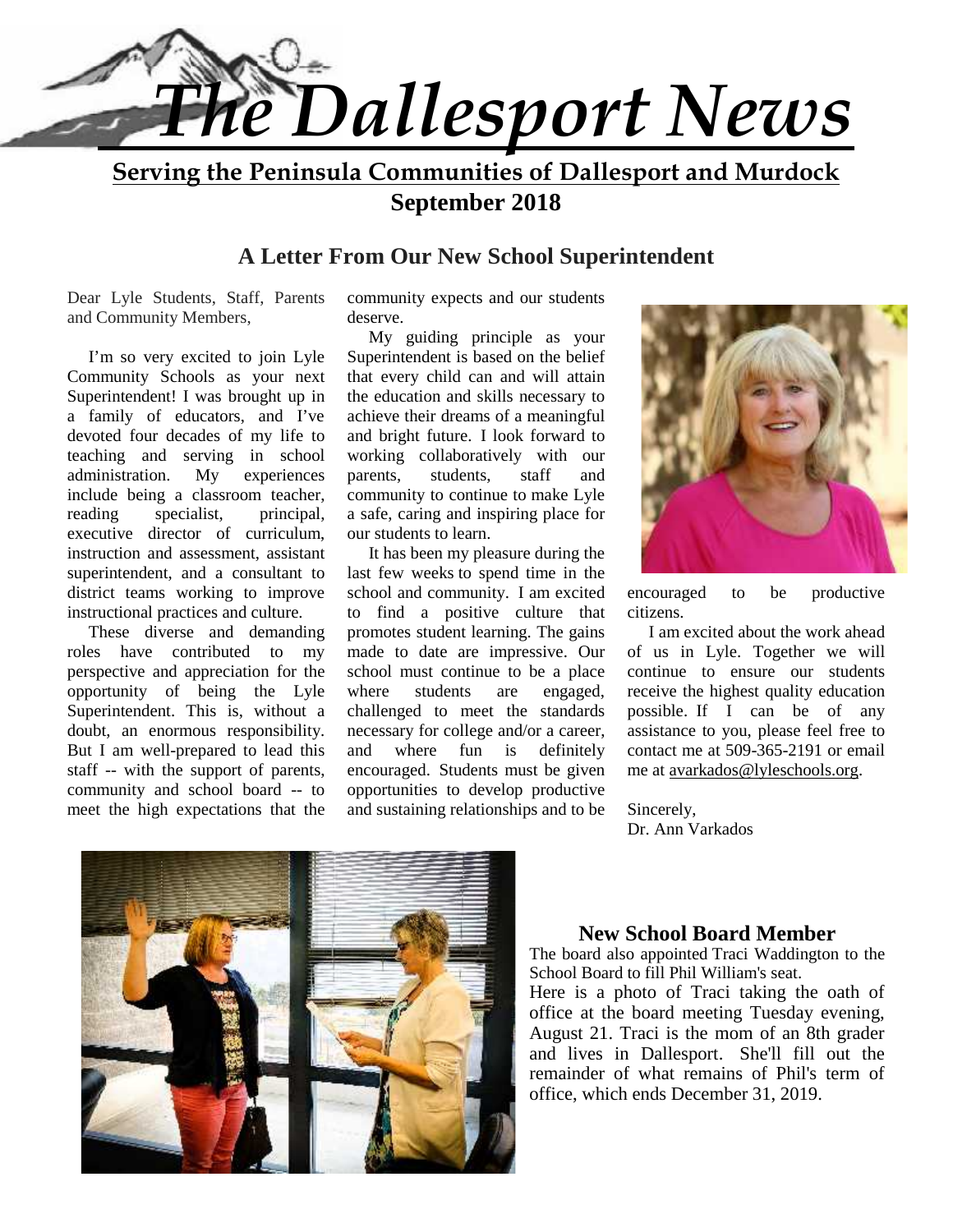# The Dallesport News

**Serving the Peninsula Communities of Dallesport and Murdock**

**September 2018**

## A Letter From Our New School Superintendent

Dear Lyle Students, Staff, Parents and Community Members,

I'm so very excited to join Lyle Community Schools as your next Superintendent! I was brought up in a family of educators, and I've devoted four decades of my life to teaching and serving in school administration. My experiences include being a classroom teacher, reading specialist, principal, executive director of curriculum, instruction and assessment, assistant superintendent, and a consultant to district teams working to improve instructional practices and culture.

These diverse and demanding roles have contributed to my perspective and appreciation for the opportunity of being the Lyle Superintendent. This is, without a doubt, an enormous responsibility. But I am well-prepared to lead this staff -- with the support of parents, community and school board -- to meet the high expectations that the community expects and our students deserve.

My guiding principle as your Superintendent is based on the belief that every child can and will attain the education and skills necessary to achieve their dreams of a meaningful and bright future. I look forward to working collaboratively with our parents, students, staff and community to continue to make Lyle a safe, caring and inspiring place for our students to learn.

It has been my pleasure during the last few weeks to spend time in the school and community. I am excited to find a positive culture that promotes student learning. The gains made to date are impressive. Our school must continue to be a place where students are engaged, challenged to meet the standards necessary for college and/or a career, and where fun is definitely encouraged. Students must be given opportunities to develop productive and sustaining relationships and to be encouraged to be productive citizens.

I am excited about the work ahead of us in Lyle. Together we will continue to ensure our students receive the highest quality education possible. If I can be of any assistance to you, please feel free to contact me at 509-365-2191 or email me at avarkados@lyleschools.org.

Sincerely,
Dr. Ann Varkados

### New School Board Member

The board also appointed Traci Waddington to the School Board to fill Phil William's seat.

Here is a photo of Traci taking the oath of office at the board meeting Tuesday evening, August 21. Traci is the mom of an 8th grader and lives in Dallesport. She'll fill out the remainder of what remains of Phil's term of office, which ends December 31, 2019.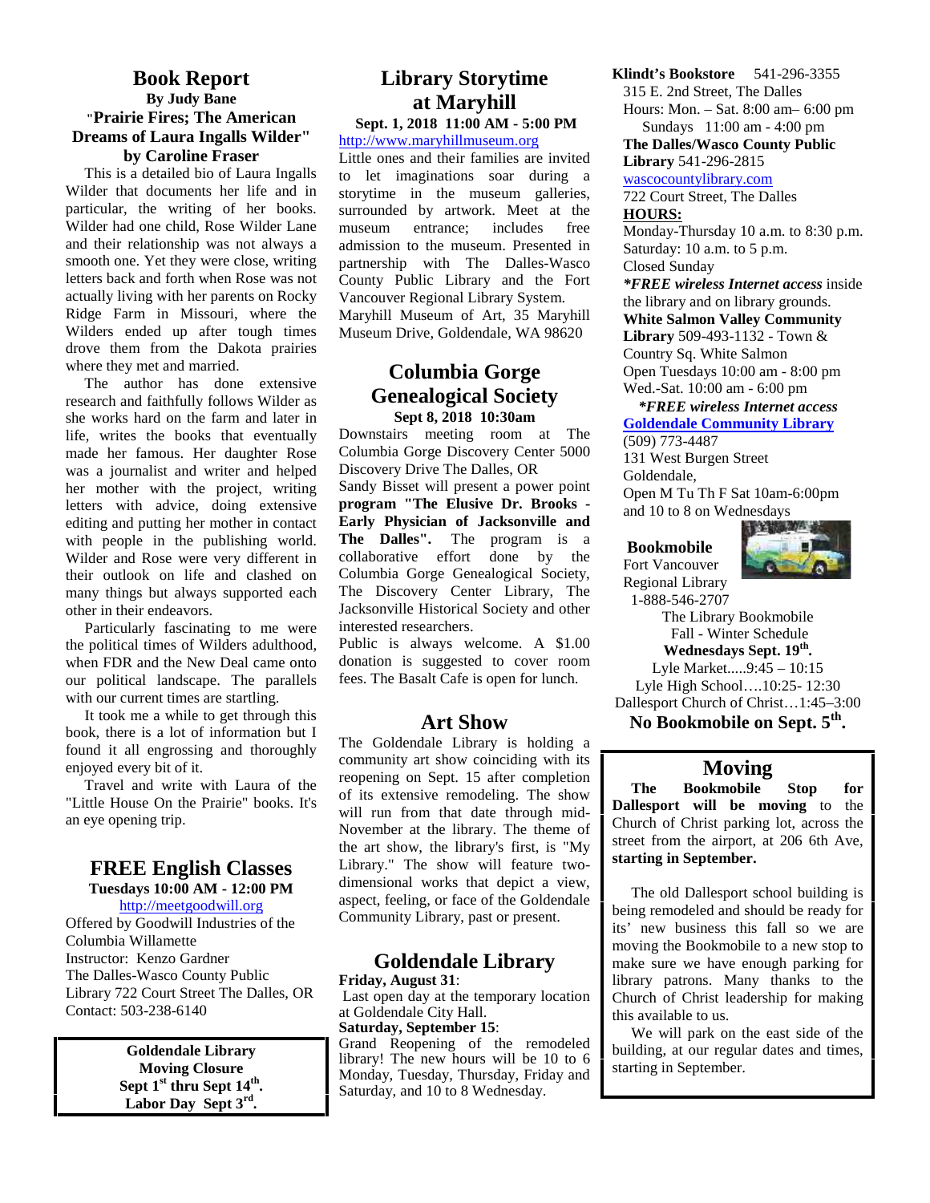## Book Report

**By Judy Bane**

**"Prairie Fires; The American Dreams of Laura Ingalls Wilder" by Caroline Fraser**

This is a detailed bio of Laura Ingalls Wilder that documents her life and in particular, the writing of her books. Wilder had one child, Rose Wilder Lane and their relationship was not always a smooth one. Yet they were close, writing letters back and forth when Rose was not actually living with her parents on Rocky Ridge Farm in Missouri, where the Wilders ended up after tough times drove them from the Dakota prairies where they met and married.

The author has done extensive research and faithfully follows Wilder as she works hard on the farm and later in life, writes the books that eventually made her famous. Her daughter Rose was a journalist and writer and helped her mother with the project, writing letters with advice, doing extensive editing and putting her mother in contact with people in the publishing world. Wilder and Rose were very different in their outlook on life and clashed on many things but always supported each other in their endeavors.

Particularly fascinating to me were the political times of Wilders adulthood, when FDR and the New Deal came onto our political landscape. The parallels with our current times are startling.

It took me a while to get through this book, there is a lot of information but I found it all engrossing and thoroughly enjoyed every bit of it.

Travel and write with Laura of the "Little House On the Prairie" books. It's an eye opening trip.

## FREE English Classes

**Tuesdays 10:00 AM - 12:00 PM**

http://meetgoodwill.org

Offered by Goodwill Industries of the Columbia Willamette

Instructor: Kenzo Gardner

The Dalles-Wasco County Public Library 722 Court Street The Dalles, OR

Contact: 503-238-6140

**Goldendale Library Moving Closure**
**Sept 1st thru Sept 14th.**
**Labor Day Sept 3rd.**

## Library Storytime at Maryhill

**Sept. 1, 2018 11:00 AM - 5:00 PM**

http://www.maryhillmuseum.org

Little ones and their families are invited to let imaginations soar during a storytime in the museum galleries, surrounded by artwork. Meet at the museum entrance; includes free admission to the museum. Presented in partnership with The Dalles-Wasco County Public Library and the Fort Vancouver Regional Library System.

Maryhill Museum of Art, 35 Maryhill Museum Drive, Goldendale, WA 98620

## Columbia Gorge Genealogical Society

**Sept 8, 2018 10:30am**

Downstairs meeting room at The Columbia Gorge Discovery Center 5000 Discovery Drive The Dalles, OR

Sandy Bisset will present a power point **program "The Elusive Dr. Brooks - Early Physician of Jacksonville and The Dalles".** The program is a collaborative effort done by the Columbia Gorge Genealogical Society, The Discovery Center Library, The Jacksonville Historical Society and other interested researchers.

Public is always welcome. A $1.00 donation is suggested to cover room fees. The Basalt Cafe is open for lunch.

## Art Show

The Goldendale Library is holding a community art show coinciding with its reopening on Sept. 15 after completion of its extensive remodeling. The show will run from that date through mid-November at the library. The theme of the art show, the library's first, is "My Library." The show will feature two-dimensional works that depict a view, aspect, feeling, or face of the Goldendale Community Library, past or present.

## Goldendale Library

**Friday, August 31**:
Last open day at the temporary location at Goldendale City Hall.

**Saturday, September 15**:
Grand Reopening of the remodeled library! The new hours will be 10 to 6 Monday, Tuesday, Thursday, Friday and Saturday, and 10 to 8 Wednesday.

**Klindt's Bookstore** 541-296-3355
315 E. 2nd Street, The Dalles
Hours: Mon. – Sat. 8:00 am– 6:00 pm
Sundays 11:00 am - 4:00 pm

**The Dalles/Wasco County Public Library** 541-296-2815
wascocountylibrary.com
722 Court Street, The Dalles
**HOURS:**
Monday-Thursday 10 a.m. to 8:30 p.m.
Saturday: 10 a.m. to 5 p.m.
Closed Sunday
***FREE wireless Internet access** inside the library and on library grounds.

**White Salmon Valley Community Library** 509-493-1132 - Town & Country Sq. White Salmon
Open Tuesdays 10:00 am - 8:00 pm
Wed.-Sat. 10:00 am - 6:00 pm
***FREE wireless Internet access***

**Goldendale Community Library**
(509) 773-4487
131 West Burgen Street
Goldendale,
Open M Tu Th F Sat 10am-6:00pm and 10 to 8 on Wednesdays

**Bookmobile**
Fort Vancouver Regional Library
1-888-546-2707

The Library Bookmobile
Fall - Winter Schedule
**Wednesdays Sept. 19th.**
Lyle Market.....9:45 – 10:15
Lyle High School….10:25- 12:30
Dallesport Church of Christ…1:45–3:00
**No Bookmobile on Sept. 5th.**

## Moving

**The Bookmobile Stop for Dallesport will be moving** to the Church of Christ parking lot, across the street from the airport, at 206 6th Ave, **starting in September.**

The old Dallesport school building is being remodeled and should be ready for its' new business this fall so we are moving the Bookmobile to a new stop to make sure we have enough parking for library patrons. Many thanks to the Church of Christ leadership for making this available to us.

We will park on the east side of the building, at our regular dates and times, starting in September.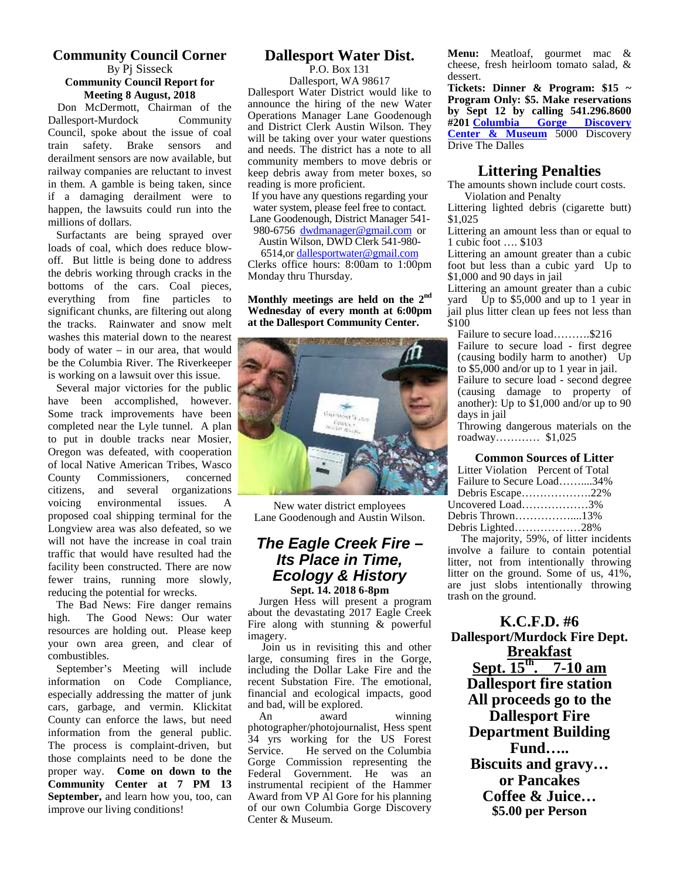## Community Council Corner

By Pj Sisseck

**Community Council Report for Meeting 8 August, 2018**

Don McDermott, Chairman of the Dallesport-Murdock Community Council, spoke about the issue of coal train safety. Brake sensors and derailment sensors are now available, but railway companies are reluctant to invest in them. A gamble is being taken, since if a damaging derailment were to happen, the lawsuits could run into the millions of dollars.

Surfactants are being sprayed over loads of coal, which does reduce blow-off. But little is being done to address the debris working through cracks in the bottoms of the cars. Coal pieces, everything from fine particles to significant chunks, are filtering out along the tracks. Rainwater and snow melt washes this material down to the nearest body of water – in our area, that would be the Columbia River. The Riverkeeper is working on a lawsuit over this issue.

Several major victories for the public have been accomplished, however. Some track improvements have been completed near the Lyle tunnel. A plan to put in double tracks near Mosier, Oregon was defeated, with cooperation of local Native American Tribes, Wasco County Commissioners, concerned citizens, and several organizations voicing environmental issues. A proposed coal shipping terminal for the Longview area was also defeated, so we will not have the increase in coal train traffic that would have resulted had the facility been constructed. There are now fewer trains, running more slowly, reducing the potential for wrecks.

The Bad News: Fire danger remains high. The Good News: Our water resources are holding out. Please keep your own area green, and clear of combustibles.

September's Meeting will include information on Code Compliance, especially addressing the matter of junk cars, garbage, and vermin. Klickitat County can enforce the laws, but need information from the general public. The process is complaint-driven, but those complaints need to be done the proper way. **Come on down to the Community Center at 7 PM 13 September,** and learn how you, too, can improve our living conditions!

## Dallesport Water Dist.

P.O. Box 131
Dallesport, WA 98617

Dallesport Water District would like to announce the hiring of the new Water Operations Manager Lane Goodenough and District Clerk Austin Wilson. They will be taking over your water questions and needs. The district has a note to all community members to move debris or keep debris away from meter boxes, so reading is more proficient.

If you have any questions regarding your water system, please feel free to contact. Lane Goodenough, District Manager 541-980-6756 dwdmanager@gmail.com or Austin Wilson, DWD Clerk 541-980-6514,or dallesportwater@gmail.com

Clerks office hours: 8:00am to 1:00pm Monday thru Thursday.

**Monthly meetings are held on the 2nd Wednesday of every month at 6:00pm at the Dallesport Community Center.**

New water district employees Lane Goodenough and Austin Wilson.

## *The Eagle Creek Fire – Its Place in Time, Ecology & History*

**Sept. 14. 2018 6-8pm**

Jurgen Hess will present a program about the devastating 2017 Eagle Creek Fire along with stunning & powerful imagery.

Join us in revisiting this and other large, consuming fires in the Gorge, including the Dollar Lake Fire and the recent Substation Fire. The emotional, financial and ecological impacts, good and bad, will be explored.

An award winning photographer/photojournalist, Hess spent 34 yrs working for the US Forest Service. He served on the Columbia Gorge Commission representing the Federal Government. He was an instrumental recipient of the Hammer Award from VP Al Gore for his planning of our own Columbia Gorge Discovery Center & Museum.

**Menu:** Meatloaf, gourmet mac & cheese, fresh heirloom tomato salad, & dessert.

**Tickets: Dinner & Program: $15 ~ Program Only: $5. Make reservations by Sept 12 by calling 541.296.8600 #201 Columbia Gorge Discovery Center & Museum** 5000 Discovery Drive The Dalles

## Littering Penalties

The amounts shown include court costs.

Violation and Penalty

Littering lighted debris (cigarette butt) $1,025

Littering an amount less than or equal to 1 cubic foot …. $103

Littering an amount greater than a cubic foot but less than a cubic yard Up to $1,000 and 90 days in jail

Littering an amount greater than a cubic yard Up to $5,000 and up to 1 year in jail plus litter clean up fees not less than $100

Failure to secure load……….$216

Failure to secure load - first degree (causing bodily harm to another) Up to $5,000 and/or up to 1 year in jail.

Failure to secure load - second degree (causing damage to property of another): Up to $1,000 and/or up to 90 days in jail

Throwing dangerous materials on the roadway………… $1,025

### Common Sources of Litter

| Litter Violation | Percent of Total |
|---|---|
| Failure to Secure Load | 34% |
| Debris Escape | 22% |
| Uncovered Load | 3% |
| Debris Thrown | 13% |
| Debris Lighted | 28% |

The majority, 59%, of litter incidents involve a failure to contain potential litter, not from intentionally throwing litter on the ground. Some of us, 41%, are just slobs intentionally throwing trash on the ground.

## K.C.F.D. #6

**Dallesport/Murdock Fire Dept.**

**Breakfast**

**Sept. 15th. 7-10 am**

**Dallesport fire station**

**All proceeds go to the Dallesport Fire Department Building Fund…..**

**Biscuits and gravy…**
**or Pancakes**
**Coffee & Juice…**
**$5.00 per Person**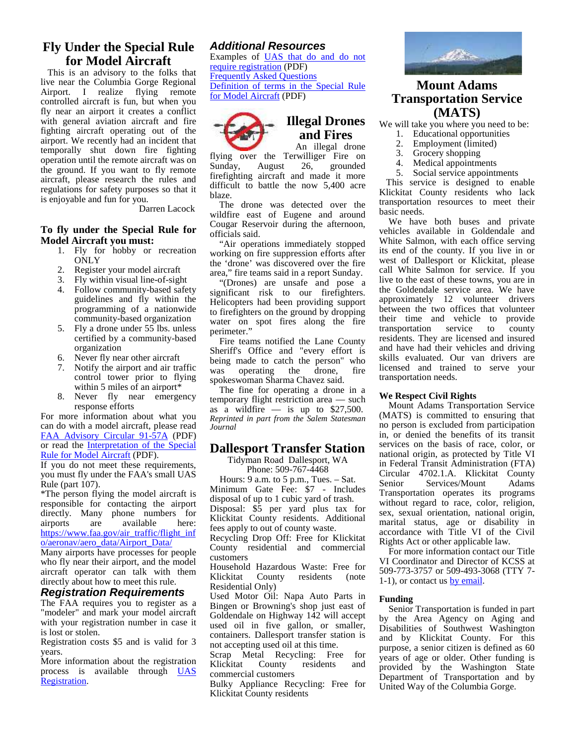# Fly Under the Special Rule for Model Aircraft

This is an advisory to the folks that live near the Columbia Gorge Regional Airport. I realize flying remote controlled aircraft is fun, but when you fly near an airport it creates a conflict with general aviation aircraft and fire fighting aircraft operating out of the airport. We recently had an incident that temporally shut down fire fighting operation until the remote aircraft was on the ground. If you want to fly remote aircraft, please research the rules and regulations for safety purposes so that it is enjoyable and fun for you.

Darren Lacock

### To fly under the Special Rule for Model Aircraft you must:

1. Fly for hobby or recreation ONLY
2. Register your model aircraft
3. Fly within visual line-of-sight
4. Follow community-based safety guidelines and fly within the programming of a nationwide community-based organization
5. Fly a drone under 55 lbs. unless certified by a community-based organization
6. Never fly near other aircraft
7. Notify the airport and air traffic control tower prior to flying within 5 miles of an airport*
8. Never fly near emergency response efforts

For more information about what you can do with a model aircraft, please read [FAA Advisory Circular 91-57A]() (PDF) or read the [Interpretation of the Special Rule for Model Aircraft]() (PDF).

If you do not meet these requirements, you must fly under the FAA's small UAS Rule (part 107).

*The person flying the model aircraft is responsible for contacting the airport directly. Many phone numbers for airports are available here: [https://www.faa.gov/air_traffic/flight_info/aeronav/aero_data/Airport_Data/](https://www.faa.gov/air_traffic/flight_info/aeronav/aero_data/Airport_Data/)

Many airports have processes for people who fly near their airport, and the model aircraft operator can talk with them directly about how to meet this rule.

## *Registration Requirements*

The FAA requires you to register as a "modeler" and mark your model aircraft with your registration number in case it is lost or stolen.

Registration costs $5 and is valid for 3 years.

More information about the registration process is available through [UAS Registration]().

## *Additional Resources*

Examples of [UAS that do and do not require registration]() (PDF)
[Frequently Asked Questions]()
[Definition of terms in the Special Rule for Model Aircraft]() (PDF)

# Illegal Drones and Fires

An illegal drone flying over the Terwilliger Fire on Sunday, August 26, grounded firefighting aircraft and made it more difficult to battle the now 5,400 acre blaze.

The drone was detected over the wildfire east of Eugene and around Cougar Reservoir during the afternoon, officials said.

"Air operations immediately stopped working on fire suppression efforts after the 'drone' was discovered over the fire area," fire teams said in a report Sunday.

"(Drones) are unsafe and pose a significant risk to our firefighters. Helicopters had been providing support to firefighters on the ground by dropping water on spot fires along the fire perimeter."

Fire teams notified the Lane County Sheriff's Office and "every effort is being made to catch the person" who was operating the drone, fire spokeswoman Sharma Chavez said.

The fine for operating a drone in a temporary flight restriction area — such as a wildfire — is up to $27,500. *Reprinted in part from the Salem Statesman Journal*

# Dallesport Transfer Station

Tidyman Road Dallesport, WA
Phone: 509-767-4468

Hours: 9 a.m. to 5 p.m., Tues. – Sat.

Minimum Gate Fee: $7 - Includes disposal of up to 1 cubic yard of trash.

Disposal: $5 per yard plus tax for Klickitat County residents. Additional fees apply to out of county waste.

Recycling Drop Off: Free for Klickitat County residential and commercial customers

Household Hazardous Waste: Free for Klickitat County residents (note Residential Only)

Used Motor Oil: Napa Auto Parts in Bingen or Browning's shop just east of Goldendale on Highway 142 will accept used oil in five gallon, or smaller, containers. Dallesport transfer station is not accepting used oil at this time.

Scrap Metal Recycling: Free for Klickitat County residents and commercial customers

Bulky Appliance Recycling: Free for Klickitat County residents

# Mount Adams Transportation Service (MATS)

We will take you where you need to be:

1. Educational opportunities
2. Employment (limited)
3. Grocery shopping
4. Medical appointments
5. Social service appointments

This service is designed to enable Klickitat County residents who lack transportation resources to meet their basic needs.

We have both buses and private vehicles available in Goldendale and White Salmon, with each office serving its end of the county. If you live in or west of Dallesport or Klickitat, please call White Salmon for service. If you live to the east of these towns, you are in the Goldendale service area. We have approximately 12 volunteer drivers between the two offices that volunteer their time and vehicle to provide transportation service to county residents. They are licensed and insured and have had their vehicles and driving skills evaluated. Our van drivers are licensed and trained to serve your transportation needs.

### We Respect Civil Rights

Mount Adams Transportation Service (MATS) is committed to ensuring that no person is excluded from participation in, or denied the benefits of its transit services on the basis of race, color, or national origin, as protected by Title VI in Federal Transit Administration (FTA) Circular 4702.1.A. Klickitat County Senior Services/Mount Adams Transportation operates its programs without regard to race, color, religion, sex, sexual orientation, national origin, marital status, age or disability in accordance with Title VI of the Civil Rights Act or other applicable law.

For more information contact our Title VI Coordinator and Director of KCSS at 509-773-3757 or 509-493-3068 (TTY 7-1-1), or contact us [by email]().

### Funding

Senior Transportation is funded in part by the Area Agency on Aging and Disabilities of Southwest Washington and by Klickitat County. For this purpose, a senior citizen is defined as 60 years of age or older. Other funding is provided by the Washington State Department of Transportation and by United Way of the Columbia Gorge.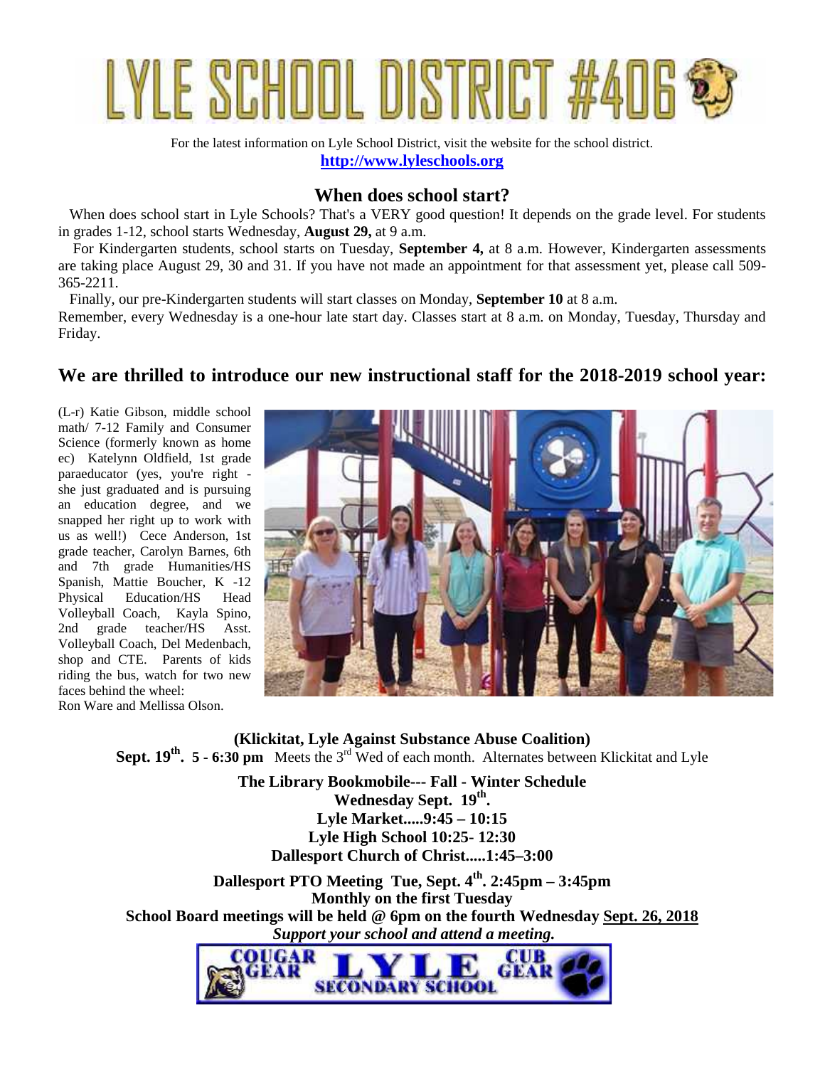# LYLE SCHOOL DISTRICT #406

For the latest information on Lyle School District, visit the website for the school district.
**http://www.lyleschools.org**

## When does school start?

When does school start in Lyle Schools? That's a VERY good question! It depends on the grade level. For students in grades 1-12, school starts Wednesday, **August 29,** at 9 a.m.

For Kindergarten students, school starts on Tuesday, **September 4,** at 8 a.m. However, Kindergarten assessments are taking place August 29, 30 and 31. If you have not made an appointment for that assessment yet, please call 509-365-2211.

Finally, our pre-Kindergarten students will start classes on Monday, **September 10** at 8 a.m.
Remember, every Wednesday is a one-hour late start day. Classes start at 8 a.m. on Monday, Tuesday, Thursday and Friday.

## We are thrilled to introduce our new instructional staff for the 2018-2019 school year:

(L-r) Katie Gibson, middle school math/ 7-12 Family and Consumer Science (formerly known as home ec) Katelynn Oldfield, 1st grade paraeducator (yes, you're right - she just graduated and is pursuing an education degree, and we snapped her right up to work with us as well!) Cece Anderson, 1st grade teacher, Carolyn Barnes, 6th and 7th grade Humanities/HS Spanish, Mattie Boucher, K -12 Physical Education/HS Head Volleyball Coach, Kayla Spino, 2nd grade teacher/HS Asst. Volleyball Coach, Del Medenbach, shop and CTE. Parents of kids riding the bus, watch for two new faces behind the wheel:
Ron Ware and Mellissa Olson.

**(Klickitat, Lyle Against Substance Abuse Coalition)**
**Sept. 19th. 5 - 6:30 pm** Meets the 3rd Wed of each month. Alternates between Klickitat and Lyle

**The Library Bookmobile--- Fall - Winter Schedule**
**Wednesday Sept. 19th.**
**Lyle Market.....9:45 – 10:15**
**Lyle High School 10:25- 12:30**
**Dallesport Church of Christ.....1:45–3:00**

**Dallesport PTO Meeting Tue, Sept. 4th. 2:45pm – 3:45pm**
**Monthly on the first Tuesday**
**School Board meetings will be held @ 6pm on the fourth Wednesday Sept. 26, 2018**
***Support your school and attend a meeting.***

COUGAR GEAR LYLE SECONDARY SCHOOL CUB GEAR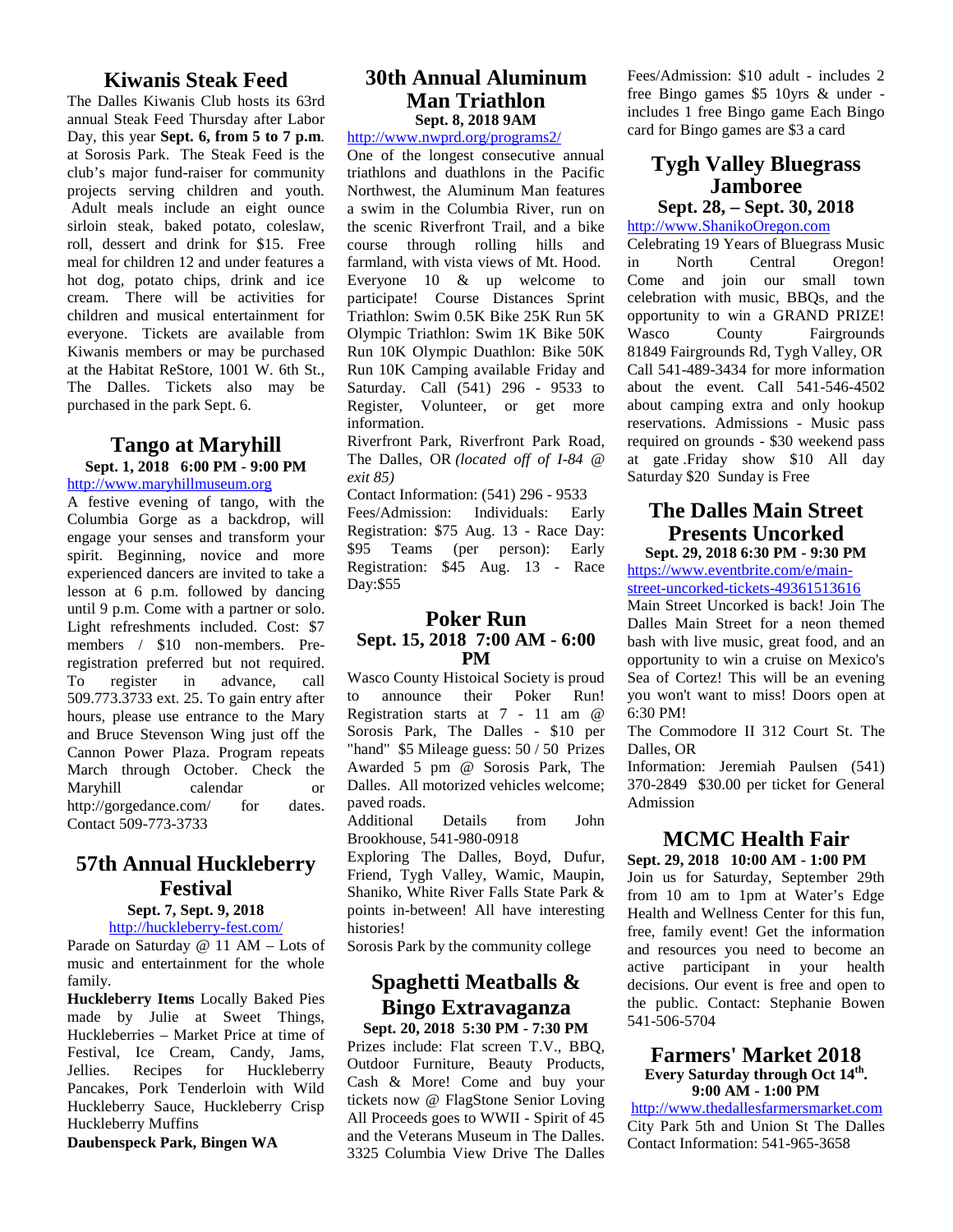## Kiwanis Steak Feed

The Dalles Kiwanis Club hosts its 63rd annual Steak Feed Thursday after Labor Day, this year **Sept. 6, from 5 to 7 p.m**. at Sorosis Park. The Steak Feed is the club's major fund-raiser for community projects serving children and youth. Adult meals include an eight ounce sirloin steak, baked potato, coleslaw, roll, dessert and drink for $15. Free meal for children 12 and under features a hot dog, potato chips, drink and ice cream. There will be activities for children and musical entertainment for everyone. Tickets are available from Kiwanis members or may be purchased at the Habitat ReStore, 1001 W. 6th St., The Dalles. Tickets also may be purchased in the park Sept. 6.

## Tango at Maryhill

**Sept. 1, 2018 6:00 PM - 9:00 PM**

http://www.maryhillmuseum.org

A festive evening of tango, with the Columbia Gorge as a backdrop, will engage your senses and transform your spirit. Beginning, novice and more experienced dancers are invited to take a lesson at 6 p.m. followed by dancing until 9 p.m. Come with a partner or solo. Light refreshments included. Cost: $7 members / $10 non-members. Pre-registration preferred but not required. To register in advance, call 509.773.3733 ext. 25. To gain entry after hours, please use entrance to the Mary and Bruce Stevenson Wing just off the Cannon Power Plaza. Program repeats March through October. Check the Maryhill calendar or http://gorgedance.com/ for dates. Contact 509-773-3733

## 57th Annual Huckleberry Festival

**Sept. 7, Sept. 9, 2018**

http://huckleberry-fest.com/

Parade on Saturday @ 11 AM – Lots of music and entertainment for the whole family.

**Huckleberry Items** Locally Baked Pies made by Julie at Sweet Things, Huckleberries – Market Price at time of Festival, Ice Cream, Candy, Jams, Jellies. Recipes for Huckleberry Pancakes, Pork Tenderloin with Wild Huckleberry Sauce, Huckleberry Crisp Huckleberry Muffins

**Daubenspeck Park, Bingen WA**

## 30th Annual Aluminum Man Triathlon

**Sept. 8, 2018 9AM**

http://www.nwprd.org/programs2/

One of the longest consecutive annual triathlons and duathlons in the Pacific Northwest, the Aluminum Man features a swim in the Columbia River, run on the scenic Riverfront Trail, and a bike course through rolling hills and farmland, with vista views of Mt. Hood. Everyone 10 & up welcome to participate! Course Distances Sprint Triathlon: Swim 0.5K Bike 25K Run 5K Olympic Triathlon: Swim 1K Bike 50K Run 10K Olympic Duathlon: Bike 50K Run 10K Camping available Friday and Saturday. Call (541) 296 - 9533 to Register, Volunteer, or get more information.

Riverfront Park, Riverfront Park Road, The Dalles, OR *(located off of I-84 @ exit 85)*

Contact Information: (541) 296 - 9533

Fees/Admission: Individuals: Early Registration: $75 Aug. 13 - Race Day: $95 Teams (per person): Early Registration: $45 Aug. 13 - Race Day:$55

## Poker Run

**Sept. 15, 2018 7:00 AM - 6:00 PM**

Wasco County Histoical Society is proud to announce their Poker Run! Registration starts at 7 - 11 am @ Sorosis Park, The Dalles - $10 per "hand" $5 Mileage guess: 50 / 50 Prizes Awarded 5 pm @ Sorosis Park, The Dalles. All motorized vehicles welcome; paved roads.

Additional Details from John Brookhouse, 541-980-0918

Exploring The Dalles, Boyd, Dufur, Friend, Tygh Valley, Wamic, Maupin, Shaniko, White River Falls State Park & points in-between! All have interesting histories!

Sorosis Park by the community college

## Spaghetti Meatballs & Bingo Extravaganza

**Sept. 20, 2018 5:30 PM - 7:30 PM**

Prizes include: Flat screen T.V., BBQ, Outdoor Furniture, Beauty Products, Cash & More! Come and buy your tickets now @ FlagStone Senior Loving All Proceeds goes to WWII - Spirit of 45 and the Veterans Museum in The Dalles. 3325 Columbia View Drive The Dalles

Fees/Admission: $10 adult - includes 2 free Bingo games $5 10yrs & under - includes 1 free Bingo game Each Bingo card for Bingo games are $3 a card

## Tygh Valley Bluegrass Jamboree

**Sept. 28, – Sept. 30, 2018**

http://www.ShanikoOregon.com

Celebrating 19 Years of Bluegrass Music in North Central Oregon! Come and join our small town celebration with music, BBQs, and the opportunity to win a GRAND PRIZE! Wasco County Fairgrounds 81849 Fairgrounds Rd, Tygh Valley, OR Call 541-489-3434 for more information about the event. Call 541-546-4502 about camping extra and only hookup reservations. Admissions - Music pass required on grounds - $30 weekend pass at gate .Friday show $10 All day Saturday $20 Sunday is Free

## The Dalles Main Street Presents Uncorked

**Sept. 29, 2018 6:30 PM - 9:30 PM**

https://www.eventbrite.com/e/main-street-uncorked-tickets-49361513616

Main Street Uncorked is back! Join The Dalles Main Street for a neon themed bash with live music, great food, and an opportunity to win a cruise on Mexico's Sea of Cortez! This will be an evening you won't want to miss! Doors open at 6:30 PM!

The Commodore II 312 Court St. The Dalles, OR

Information: Jeremiah Paulsen (541) 370-2849 $30.00 per ticket for General Admission

## MCMC Health Fair

**Sept. 29, 2018 10:00 AM - 1:00 PM**

Join us for Saturday, September 29th from 10 am to 1pm at Water's Edge Health and Wellness Center for this fun, free, family event! Get the information and resources you need to become an active participant in your health decisions. Our event is free and open to the public. Contact: Stephanie Bowen 541-506-5704

## Farmers' Market 2018

**Every Saturday through Oct 14th. 9:00 AM - 1:00 PM**

http://www.thedallesfarmersmarket.com

City Park 5th and Union St The Dalles Contact Information: 541-965-3658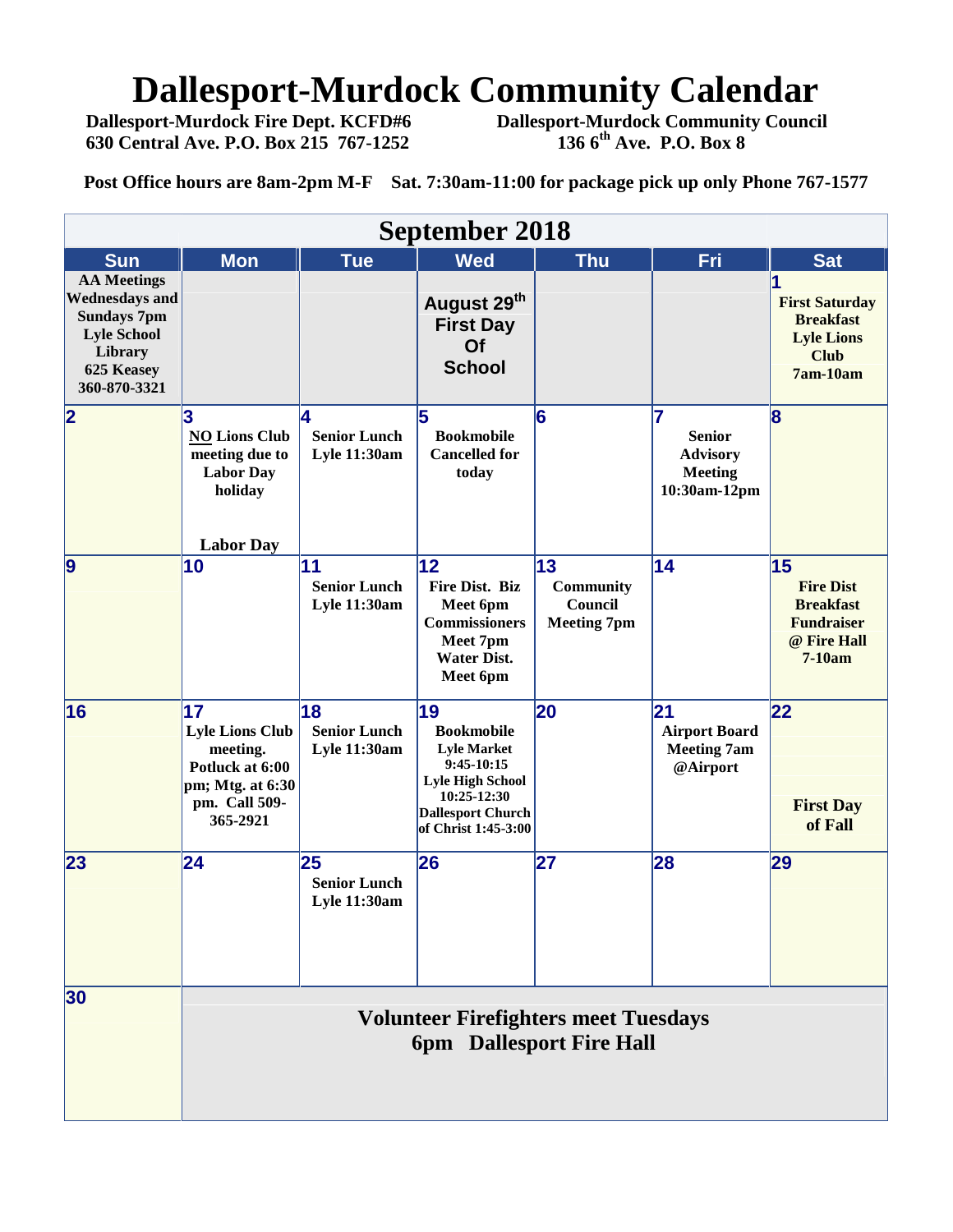# Dallesport-Murdock Community Calendar

**Dallesport-Murdock Fire Dept. KCFD#6**
**630 Central Ave. P.O. Box 215 767-1252**

**Dallesport-Murdock Community Council**
**136 6th Ave. P.O. Box 8**

**Post Office hours are 8am-2pm M-F Sat. 7:30am-11:00 for package pick up only Phone 767-1577**

## September 2018

| Sun | Mon | Tue | Wed | Thu | Fri | Sat |
|---|---|---|---|---|---|---|
| AA Meetings Wednesdays and Sundays 7pm Lyle School Library 625 Keasey 360-870-3321 | | | August 29th First Day Of School | | | 1 First Saturday Breakfast Lyle Lions Club 7am-10am |
| 2 | 3 NO Lions Club meeting due to Labor Day holiday<br>Labor Day | 4 Senior Lunch Lyle 11:30am | 5 Bookmobile Cancelled for today | 6 | 7 Senior Advisory Meeting 10:30am-12pm | 8 |
| 9 | 10 | 11 Senior Lunch Lyle 11:30am | 12 Fire Dist. Biz Meet 6pm Commissioners Meet 7pm Water Dist. Meet 6pm | 13 Community Council Meeting 7pm | 14 | 15 Fire Dist Breakfast Fundraiser @ Fire Hall 7-10am |
| 16 | 17 Lyle Lions Club meeting. Potluck at 6:00 pm; Mtg. at 6:30 pm. Call 509-365-2921 | 18 Senior Lunch Lyle 11:30am | 19 Bookmobile Lyle Market 9:45-10:15 Lyle High School 10:25-12:30 Dallesport Church of Christ 1:45-3:00 | 20 | 21 Airport Board Meeting 7am @Airport | 22 First Day of Fall |
| 23 | 24 | 25 Senior Lunch Lyle 11:30am | 26 | 27 | 28 | 29 |
| 30 | Volunteer Firefighters meet Tuesdays 6pm Dallesport Fire Hall | | | | | |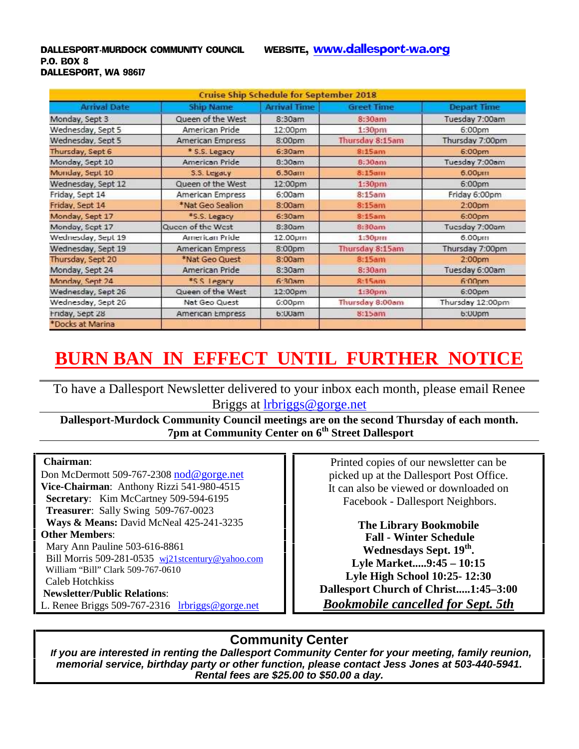**DALLESPORT-MURDOCK COMMUNITY COUNCIL** **WEBSITE, [www.dallesport-wa.org](http://www.dallesport-wa.org)**
**P.O. BOX 8**
**DALLESPORT, WA 98617**

| Cruise Ship Schedule for September 2018 | | | | |
|---|---|---|---|---|
| Arrival Date | Ship Name | Arrival Time | Greet Time | Depart Time |
| Monday, Sept 3 | Queen of the West | 8:30am | 8:30am | Tuesday 7:00am |
| Wednesday, Sept 5 | American Pride | 12:00pm | 1:30pm | 6:00pm |
| Wednesday, Sept 5 | American Empress | 8:00pm | Thursday 8:15am | Thursday 7:00pm |
| Thursday, Sept 6 | * S.S. Legacy | 6:30am | 8:15am | 6:00pm |
| Monday, Sept 10 | American Pride | 8:30am | 8:30am | Tuesday 7:00am |
| Monday, Sept 10 | S.S. Legacy | 6:30am | 8:15am | 6:00pm |
| Wednesday, Sept 12 | Queen of the West | 12:00pm | 1:30pm | 6:00pm |
| Friday, Sept 14 | American Empress | 6:00am | 8:15am | Friday 6:00pm |
| Friday, Sept 14 | *Nat Geo Sealion | 8:00am | 8:15am | 2:00pm |
| Monday, Sept 17 | *S.S. Legacy | 6:30am | 8:15am | 6:00pm |
| Monday, Sept 17 | Queen of the West | 8:30am | 8:30am | Tuesday 7:00am |
| Wednesday, Sept 19 | American Pride | 12:00pm | 1:30pm | 6:00pm |
| Wednesday, Sept 19 | American Empress | 8:00pm | Thursday 8:15am | Thursday 7:00pm |
| Thursday, Sept 20 | *Nat Geo Quest | 8:00am | 8:15am | 2:00pm |
| Monday, Sept 24 | American Pride | 8:30am | 8:30am | Tuesday 6:00am |
| Monday, Sept 24 | *S.S. Legacy | 6:30am | 8:15am | 6:00pm |
| Wednesday, Sept 26 | Queen of the West | 12:00pm | 1:30pm | 6:00pm |
| Wednesday, Sept 26 | Nat Geo Quest | 6:00pm | Thursday 8:00am | Thursday 12:00pm |
| Friday, Sept 28 | American Empress | 6:00am | 8:15am | 6:00pm |
| *Docks at Marina | | | | |

# BURN BAN IN EFFECT UNTIL FURTHER NOTICE

To have a Dallesport Newsletter delivered to your inbox each month, please email Renee Briggs at [lrbriggs@gorge.net](mailto:lrbriggs@gorge.net)

**Dallesport-Murdock Community Council meetings are on the second Thursday of each month. 7pm at Community Center on 6th Street Dallesport**

**Chairman**:
Don McDermott 509-767-2308 [nod@gorge.net](mailto:nod@gorge.net)
**Vice-Chairman**: Anthony Rizzi 541-980-4515
**Secretary**: Kim McCartney 509-594-6195
**Treasurer**: Sally Swing 509-767-0023
**Ways & Means:** David McNeal 425-241-3235
**Other Members**:
Mary Ann Pauline 503-616-8861
Bill Morris 509-281-0535 [wj21stcentury@yahoo.com](mailto:wj21stcentury@yahoo.com)
William "Bill" Clark 509-767-0610
Caleb Hotchkiss
**Newsletter/Public Relations**:
L. Renee Briggs 509-767-2316 [lrbriggs@gorge.net](mailto:lrbriggs@gorge.net)

Printed copies of our newsletter can be picked up at the Dallesport Post Office. It can also be viewed or downloaded on Facebook - Dallesport Neighbors.

**The Library Bookmobile**
**Fall - Winter Schedule**
**Wednesdays Sept. 19th.**
**Lyle Market.....9:45 – 10:15**
**Lyle High School 10:25- 12:30**
**Dallesport Church of Christ.....1:45–3:00**
***Bookmobile cancelled for Sept. 5th***

## Community Center

***If you are interested in renting the Dallesport Community Center for your meeting, family reunion, memorial service, birthday party or other function, please contact Jess Jones at 503-440-5941. Rental fees are $25.00 to $50.00 a day.***